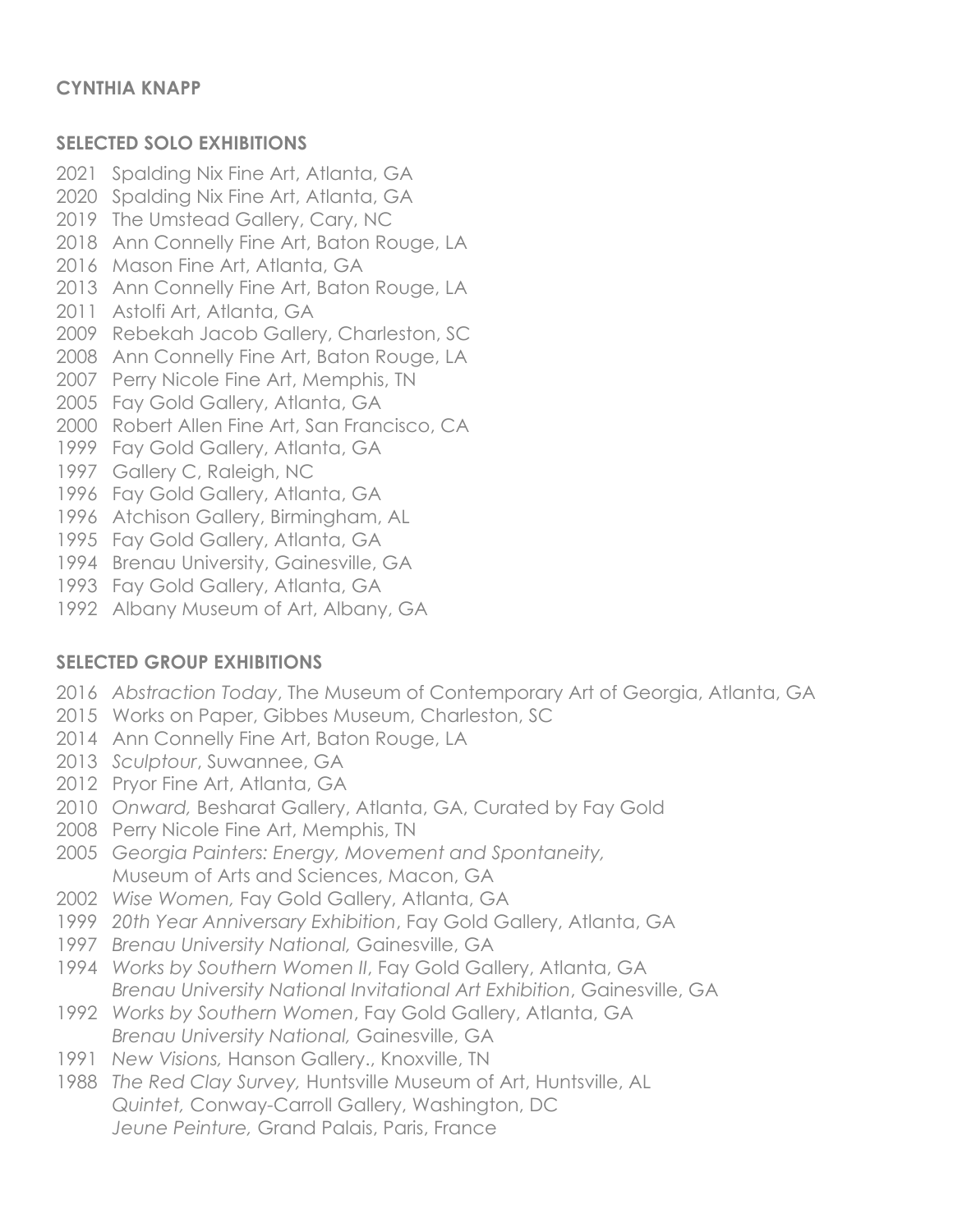**CYNTHIA KNAPP**

**SELECTED SOLO EXHIBITIONS**

2021 Spalding Nix Fine Art, Atlanta, GA
2020 Spalding Nix Fine Art, Atlanta, GA
2019 The Umstead Gallery, Cary, NC
2018 Ann Connelly Fine Art, Baton Rouge, LA
2016 Mason Fine Art, Atlanta, GA
2013 Ann Connelly Fine Art, Baton Rouge, LA
2011 Astolfi Art, Atlanta, GA
2009 Rebekah Jacob Gallery, Charleston, SC
2008 Ann Connelly Fine Art, Baton Rouge, LA
2007 Perry Nicole Fine Art, Memphis, TN
2005 Fay Gold Gallery, Atlanta, GA
2000 Robert Allen Fine Art, San Francisco, CA
1999 Fay Gold Gallery, Atlanta, GA
1997 Gallery C, Raleigh, NC
1996 Fay Gold Gallery, Atlanta, GA
1996 Atchison Gallery, Birmingham, AL
1995 Fay Gold Gallery, Atlanta, GA
1994 Brenau University, Gainesville, GA
1993 Fay Gold Gallery, Atlanta, GA
1992 Albany Museum of Art, Albany, GA

**SELECTED GROUP EXHIBITIONS**

2016 *Abstraction Today*, The Museum of Contemporary Art of Georgia, Atlanta, GA
2015 Works on Paper, Gibbes Museum, Charleston, SC
2014 Ann Connelly Fine Art, Baton Rouge, LA
2013 *Sculptour*, Suwannee, GA
2012 Pryor Fine Art, Atlanta, GA
2010 *Onward,* Besharat Gallery, Atlanta, GA, Curated by Fay Gold
2008 Perry Nicole Fine Art, Memphis, TN
2005 *Georgia Painters: Energy, Movement and Spontaneity,*
Museum of Arts and Sciences, Macon, GA
2002 *Wise Women,* Fay Gold Gallery, Atlanta, GA
1999 *20th Year Anniversary Exhibition*, Fay Gold Gallery, Atlanta, GA
1997 *Brenau University National,* Gainesville, GA
1994 *Works by Southern Women II*, Fay Gold Gallery, Atlanta, GA
*Brenau University National Invitational Art Exhibition*, Gainesville, GA
1992 *Works by Southern Women*, Fay Gold Gallery, Atlanta, GA
*Brenau University National,* Gainesville, GA
1991 *New Visions,* Hanson Gallery., Knoxville, TN
1988 *The Red Clay Survey,* Huntsville Museum of Art, Huntsville, AL
*Quintet,* Conway-Carroll Gallery, Washington, DC
*Jeune Peinture,* Grand Palais, Paris, France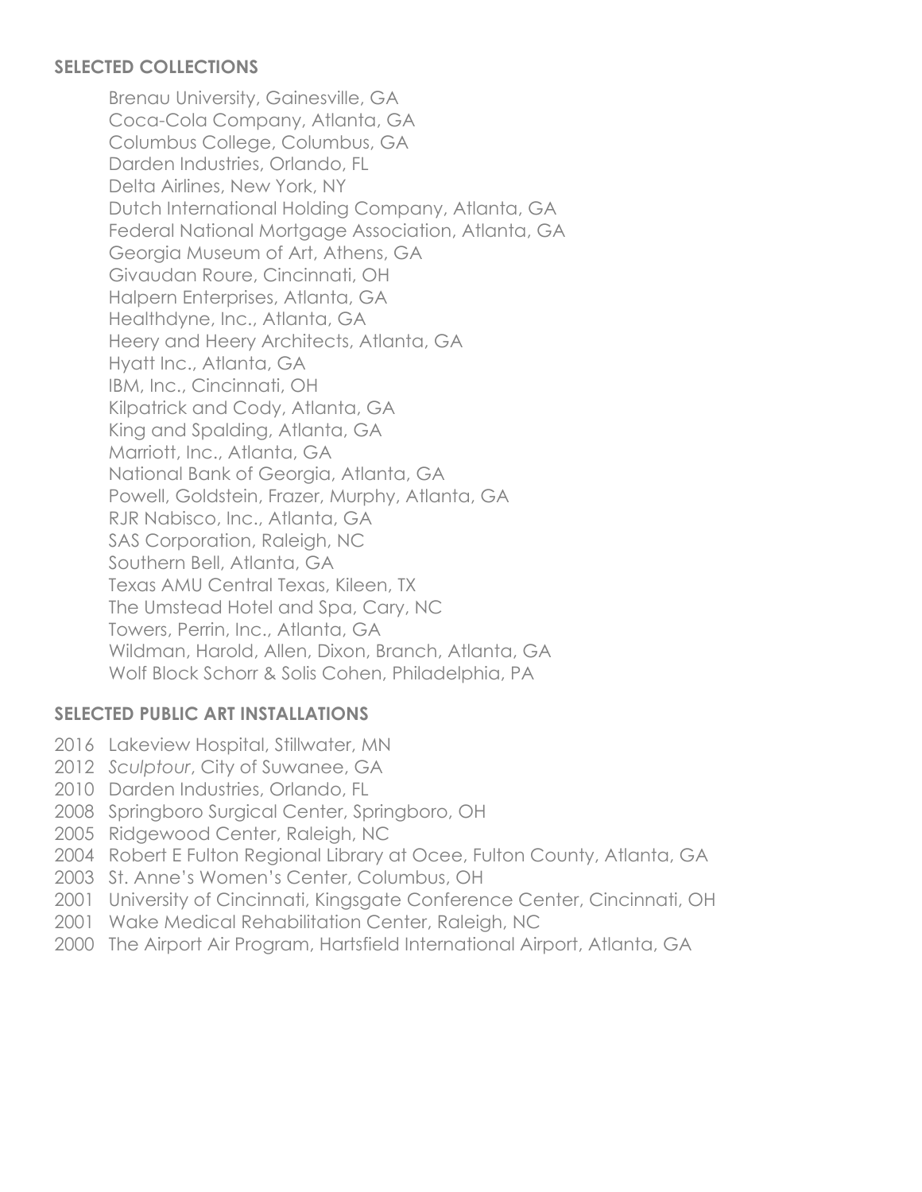### SELECTED COLLECTIONS

Brenau University, Gainesville, GA
Coca-Cola Company, Atlanta, GA
Columbus College, Columbus, GA
Darden Industries, Orlando, FL
Delta Airlines, New York, NY
Dutch International Holding Company, Atlanta, GA
Federal National Mortgage Association, Atlanta, GA
Georgia Museum of Art, Athens, GA
Givaudan Roure, Cincinnati, OH
Halpern Enterprises, Atlanta, GA
Healthdyne, Inc., Atlanta, GA
Heery and Heery Architects, Atlanta, GA
Hyatt Inc., Atlanta, GA
IBM, Inc., Cincinnati, OH
Kilpatrick and Cody, Atlanta, GA
King and Spalding, Atlanta, GA
Marriott, Inc., Atlanta, GA
National Bank of Georgia, Atlanta, GA
Powell, Goldstein, Frazer, Murphy, Atlanta, GA
RJR Nabisco, Inc., Atlanta, GA
SAS Corporation, Raleigh, NC
Southern Bell, Atlanta, GA
Texas AMU Central Texas, Kileen, TX
The Umstead Hotel and Spa, Cary, NC
Towers, Perrin, Inc., Atlanta, GA
Wildman, Harold, Allen, Dixon, Branch, Atlanta, GA
Wolf Block Schorr & Solis Cohen, Philadelphia, PA

### SELECTED PUBLIC ART INSTALLATIONS

2016 Lakeview Hospital, Stillwater, MN
2012 *Sculptour*, City of Suwanee, GA
2010 Darden Industries, Orlando, FL
2008 Springboro Surgical Center, Springboro, OH
2005 Ridgewood Center, Raleigh, NC
2004 Robert E Fulton Regional Library at Ocee, Fulton County, Atlanta, GA
2003 St. Anne's Women's Center, Columbus, OH
2001 University of Cincinnati, Kingsgate Conference Center, Cincinnati, OH
2001 Wake Medical Rehabilitation Center, Raleigh, NC
2000 The Airport Air Program, Hartsfield International Airport, Atlanta, GA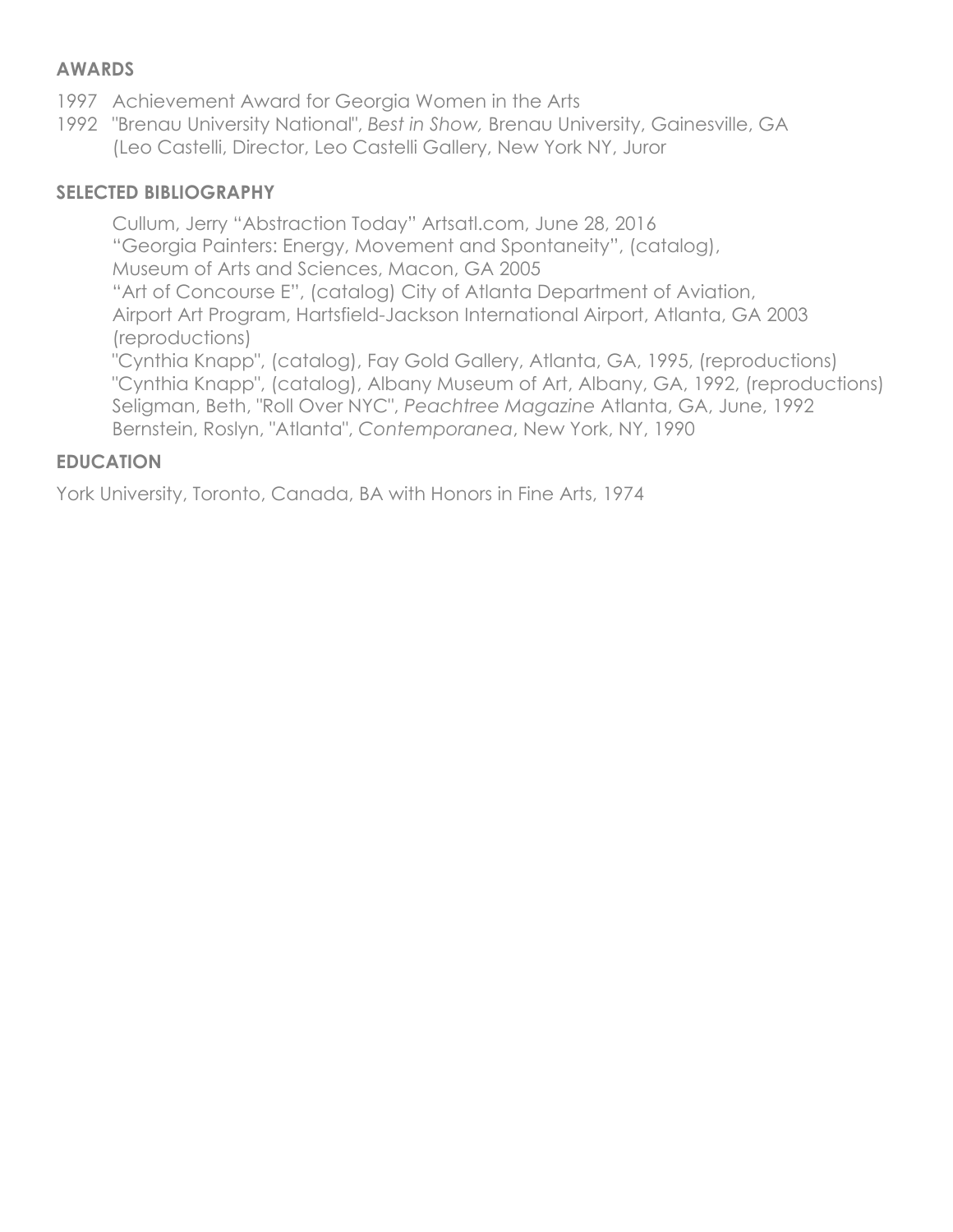## AWARDS

1997 Achievement Award for Georgia Women in the Arts
1992 "Brenau University National", *Best in Show,* Brenau University, Gainesville, GA (Leo Castelli, Director, Leo Castelli Gallery, New York NY, Juror

## SELECTED BIBLIOGRAPHY

Cullum, Jerry "Abstraction Today" Artsatl.com, June 28, 2016
"Georgia Painters: Energy, Movement and Spontaneity", (catalog), Museum of Arts and Sciences, Macon, GA 2005
"Art of Concourse E", (catalog) City of Atlanta Department of Aviation, Airport Art Program, Hartsfield-Jackson International Airport, Atlanta, GA 2003 (reproductions)
"Cynthia Knapp", (catalog), Fay Gold Gallery, Atlanta, GA, 1995, (reproductions)
"Cynthia Knapp", (catalog), Albany Museum of Art, Albany, GA, 1992, (reproductions)
Seligman, Beth, "Roll Over NYC", *Peachtree Magazine* Atlanta, GA, June, 1992
Bernstein, Roslyn, "Atlanta", *Contemporanea*, New York, NY, 1990

## EDUCATION

York University, Toronto, Canada, BA with Honors in Fine Arts, 1974